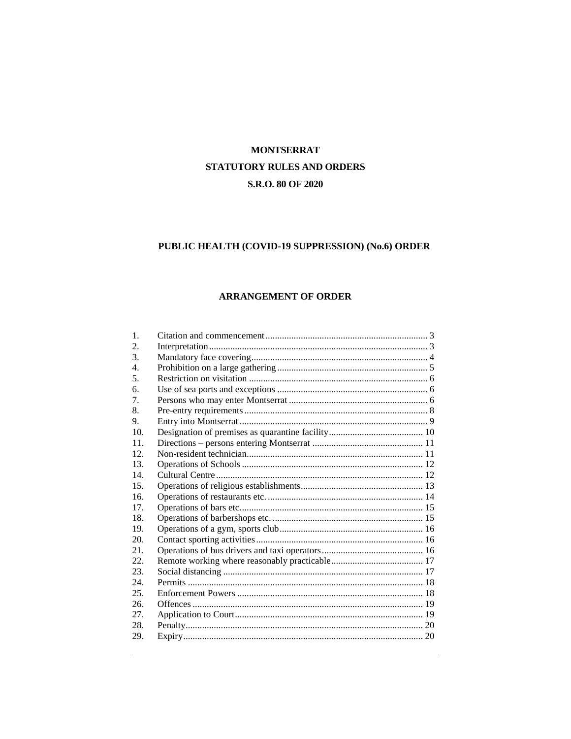# MONTSERRAT

## STATUTORY RULES AND ORDERS

## S.R.O. 80 OF 2020

## PUBLIC HEALTH (COVID-19 SUPPRESSION) (No.6) ORDER

### ARRANGEMENT OF ORDER

| | | |
|---|---|---|
| 1. | Citation and commencement | 3 |
| 2. | Interpretation | 3 |
| 3. | Mandatory face covering | 4 |
| 4. | Prohibition on a large gathering | 5 |
| 5. | Restriction on visitation | 6 |
| 6. | Use of sea ports and exceptions | 6 |
| 7. | Persons who may enter Montserrat | 6 |
| 8. | Pre-entry requirements | 8 |
| 9. | Entry into Montserrat | 9 |
| 10. | Designation of premises as quarantine facility | 10 |
| 11. | Directions – persons entering Montserrat | 11 |
| 12. | Non-resident technician | 11 |
| 13. | Operations of Schools | 12 |
| 14. | Cultural Centre | 12 |
| 15. | Operations of religious establishments | 13 |
| 16. | Operations of restaurants etc. | 14 |
| 17. | Operations of bars etc. | 15 |
| 18. | Operations of barbershops etc. | 15 |
| 19. | Operations of a gym, sports club | 16 |
| 20. | Contact sporting activities | 16 |
| 21. | Operations of bus drivers and taxi operators | 16 |
| 22. | Remote working where reasonably practicable | 17 |
| 23. | Social distancing | 17 |
| 24. | Permits | 18 |
| 25. | Enforcement Powers | 18 |
| 26. | Offences | 19 |
| 27. | Application to Court | 19 |
| 28. | Penalty | 20 |
| 29. | Expiry | 20 |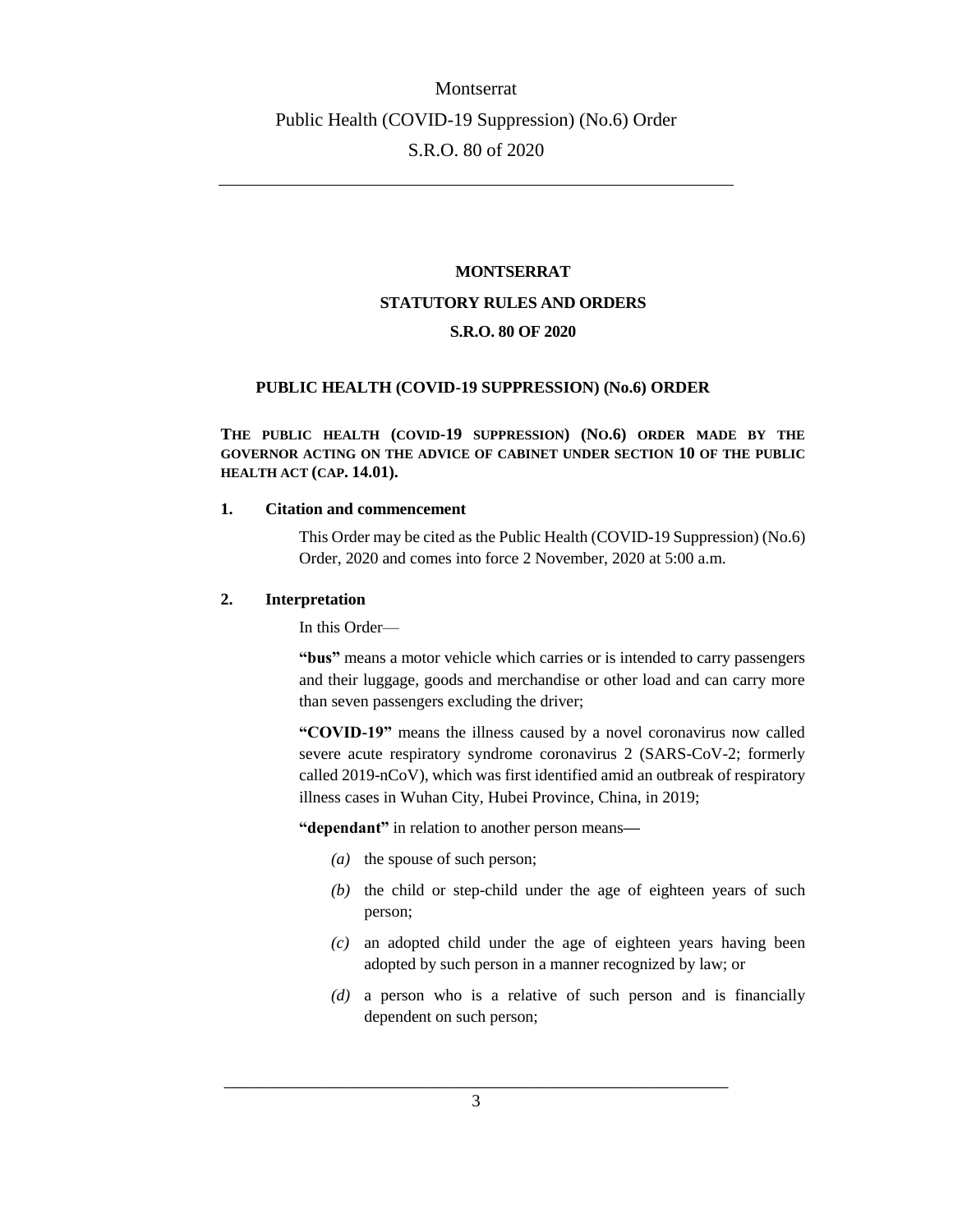**MONTSERRAT**

**STATUTORY RULES AND ORDERS**

**S.R.O. 80 OF 2020**

**PUBLIC HEALTH (COVID-19 SUPPRESSION) (No.6) ORDER**

**THE PUBLIC HEALTH (COVID-19 SUPPRESSION) (NO.6) ORDER MADE BY THE GOVERNOR ACTING ON THE ADVICE OF CABINET UNDER SECTION 10 OF THE PUBLIC HEALTH ACT (CAP. 14.01).**

**1. Citation and commencement**

This Order may be cited as the Public Health (COVID-19 Suppression) (No.6) Order, 2020 and comes into force 2 November, 2020 at 5:00 a.m.

**2. Interpretation**

In this Order—

**"bus"** means a motor vehicle which carries or is intended to carry passengers and their luggage, goods and merchandise or other load and can carry more than seven passengers excluding the driver;

**"COVID-19"** means the illness caused by a novel coronavirus now called severe acute respiratory syndrome coronavirus 2 (SARS-CoV-2; formerly called 2019-nCoV), which was first identified amid an outbreak of respiratory illness cases in Wuhan City, Hubei Province, China, in 2019;

**"dependant"** in relation to another person means—

*(a)* the spouse of such person;

*(b)* the child or step-child under the age of eighteen years of such person;

*(c)* an adopted child under the age of eighteen years having been adopted by such person in a manner recognized by law; or

*(d)* a person who is a relative of such person and is financially dependent on such person;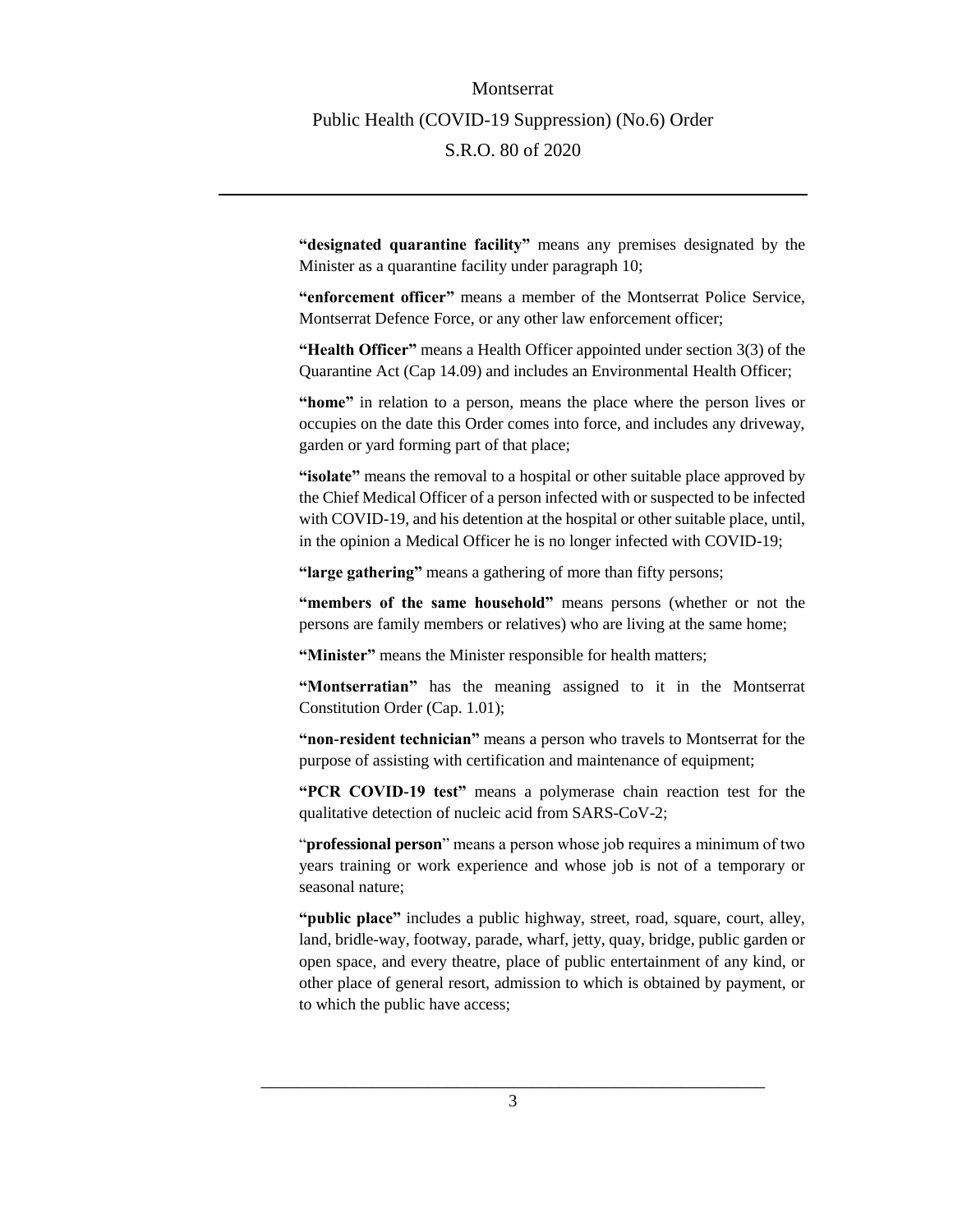**"designated quarantine facility"** means any premises designated by the Minister as a quarantine facility under paragraph 10;

**"enforcement officer"** means a member of the Montserrat Police Service, Montserrat Defence Force, or any other law enforcement officer;

**"Health Officer"** means a Health Officer appointed under section 3(3) of the Quarantine Act (Cap 14.09) and includes an Environmental Health Officer;

**"home"** in relation to a person, means the place where the person lives or occupies on the date this Order comes into force, and includes any driveway, garden or yard forming part of that place;

**"isolate"** means the removal to a hospital or other suitable place approved by the Chief Medical Officer of a person infected with or suspected to be infected with COVID-19, and his detention at the hospital or other suitable place, until, in the opinion a Medical Officer he is no longer infected with COVID-19;

**"large gathering"** means a gathering of more than fifty persons;

**"members of the same household"** means persons (whether or not the persons are family members or relatives) who are living at the same home;

**"Minister"** means the Minister responsible for health matters;

**"Montserratian"** has the meaning assigned to it in the Montserrat Constitution Order (Cap. 1.01);

**"non-resident technician"** means a person who travels to Montserrat for the purpose of assisting with certification and maintenance of equipment;

**"PCR COVID-19 test"** means a polymerase chain reaction test for the qualitative detection of nucleic acid from SARS-CoV-2;

"**professional person**" means a person whose job requires a minimum of two years training or work experience and whose job is not of a temporary or seasonal nature;

**"public place"** includes a public highway, street, road, square, court, alley, land, bridle-way, footway, parade, wharf, jetty, quay, bridge, public garden or open space, and every theatre, place of public entertainment of any kind, or other place of general resort, admission to which is obtained by payment, or to which the public have access;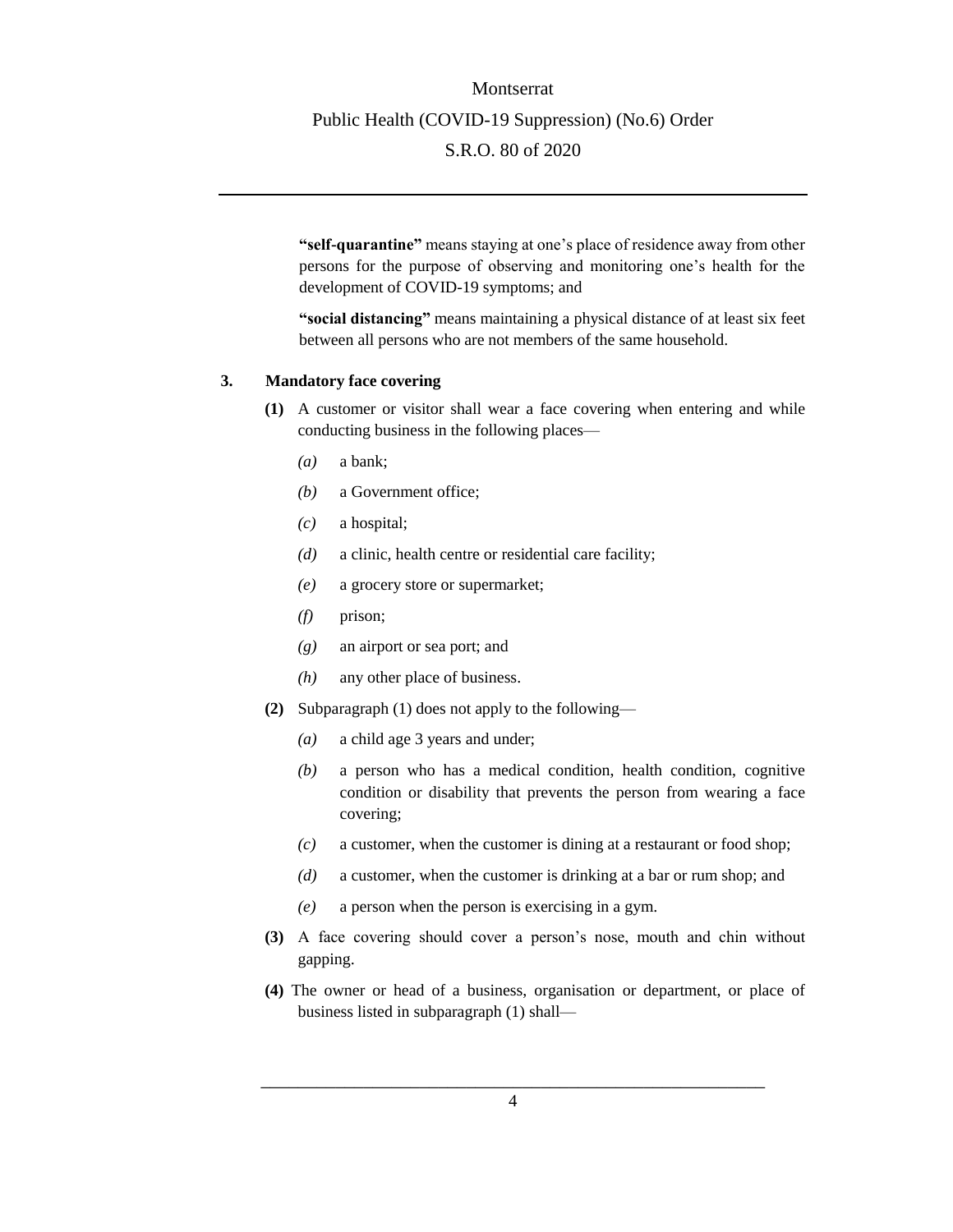**"self-quarantine"** means staying at one's place of residence away from other persons for the purpose of observing and monitoring one's health for the development of COVID-19 symptoms; and

**"social distancing"** means maintaining a physical distance of at least six feet between all persons who are not members of the same household.

## 3. Mandatory face covering

**(1)** A customer or visitor shall wear a face covering when entering and while conducting business in the following places—

- *(a)* a bank;
- *(b)* a Government office;
- *(c)* a hospital;
- *(d)* a clinic, health centre or residential care facility;
- *(e)* a grocery store or supermarket;
- *(f)* prison;
- *(g)* an airport or sea port; and
- *(h)* any other place of business.

**(2)** Subparagraph (1) does not apply to the following—

- *(a)* a child age 3 years and under;
- *(b)* a person who has a medical condition, health condition, cognitive condition or disability that prevents the person from wearing a face covering;
- *(c)* a customer, when the customer is dining at a restaurant or food shop;
- *(d)* a customer, when the customer is drinking at a bar or rum shop; and
- *(e)* a person when the person is exercising in a gym.

**(3)** A face covering should cover a person's nose, mouth and chin without gapping.

**(4)** The owner or head of a business, organisation or department, or place of business listed in subparagraph (1) shall—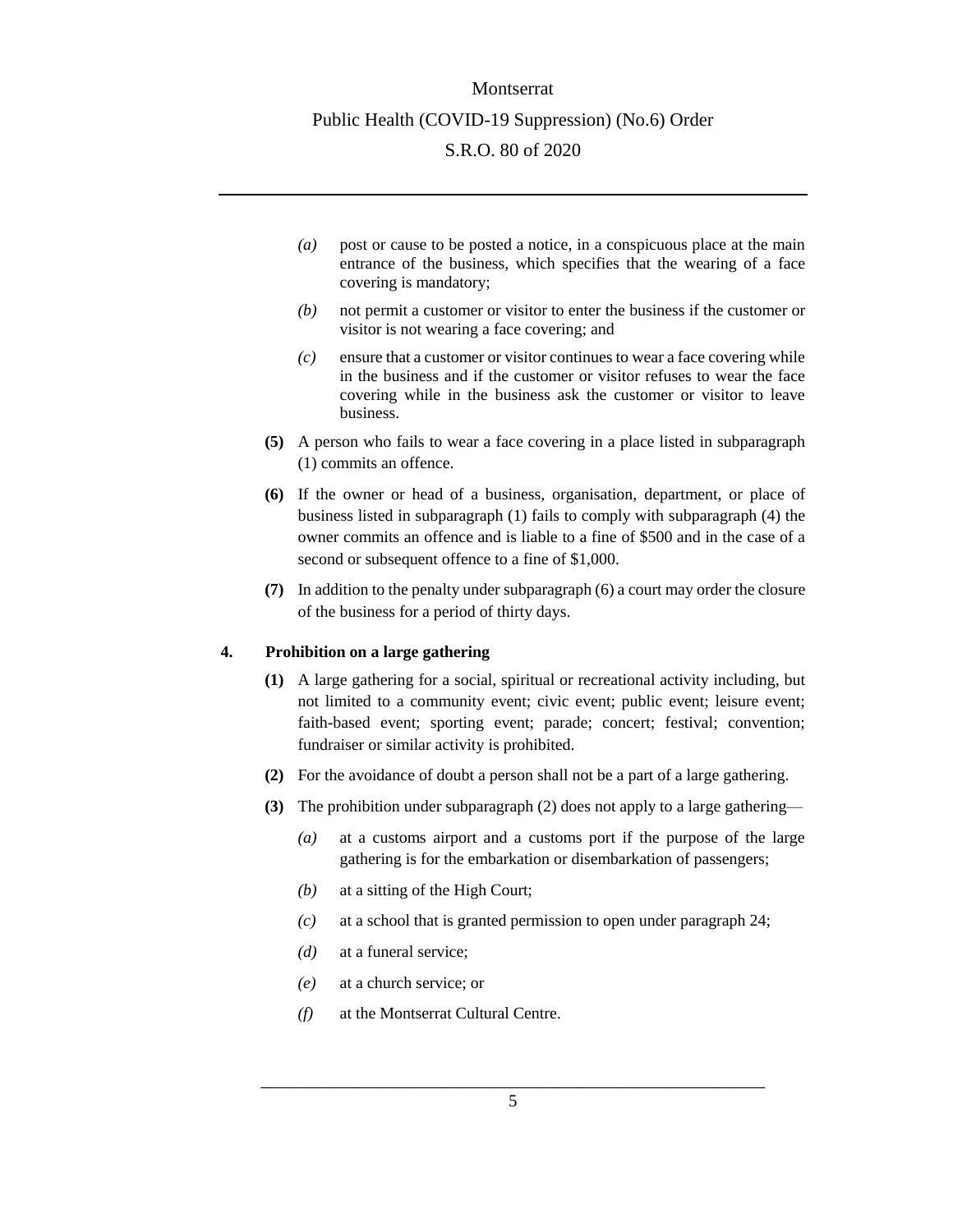*(a)* post or cause to be posted a notice, in a conspicuous place at the main entrance of the business, which specifies that the wearing of a face covering is mandatory;

*(b)* not permit a customer or visitor to enter the business if the customer or visitor is not wearing a face covering; and

*(c)* ensure that a customer or visitor continues to wear a face covering while in the business and if the customer or visitor refuses to wear the face covering while in the business ask the customer or visitor to leave business.

**(5)** A person who fails to wear a face covering in a place listed in subparagraph (1) commits an offence.

**(6)** If the owner or head of a business, organisation, department, or place of business listed in subparagraph (1) fails to comply with subparagraph (4) the owner commits an offence and is liable to a fine of $500 and in the case of a second or subsequent offence to a fine of $1,000.

**(7)** In addition to the penalty under subparagraph (6) a court may order the closure of the business for a period of thirty days.

### 4. Prohibition on a large gathering

**(1)** A large gathering for a social, spiritual or recreational activity including, but not limited to a community event; civic event; public event; leisure event; faith-based event; sporting event; parade; concert; festival; convention; fundraiser or similar activity is prohibited.

**(2)** For the avoidance of doubt a person shall not be a part of a large gathering.

**(3)** The prohibition under subparagraph (2) does not apply to a large gathering—

*(a)* at a customs airport and a customs port if the purpose of the large gathering is for the embarkation or disembarkation of passengers;

*(b)* at a sitting of the High Court;

*(c)* at a school that is granted permission to open under paragraph 24;

*(d)* at a funeral service;

*(e)* at a church service; or

*(f)* at the Montserrat Cultural Centre.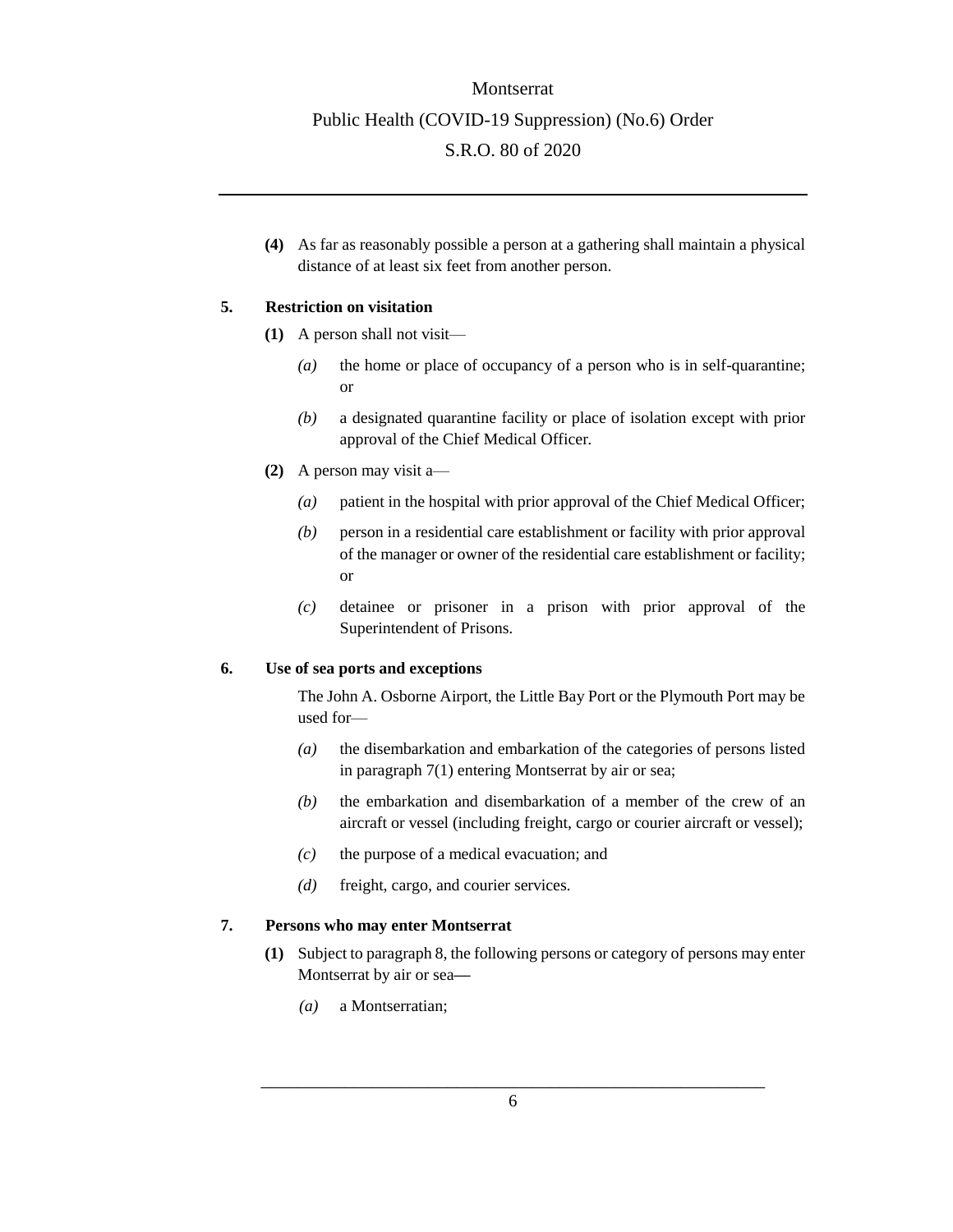**(4)** As far as reasonably possible a person at a gathering shall maintain a physical distance of at least six feet from another person.

**5. Restriction on visitation**

**(1)** A person shall not visit—

*(a)* the home or place of occupancy of a person who is in self-quarantine; or

*(b)* a designated quarantine facility or place of isolation except with prior approval of the Chief Medical Officer.

**(2)** A person may visit a—

*(a)* patient in the hospital with prior approval of the Chief Medical Officer;

*(b)* person in a residential care establishment or facility with prior approval of the manager or owner of the residential care establishment or facility; or

*(c)* detainee or prisoner in a prison with prior approval of the Superintendent of Prisons.

**6. Use of sea ports and exceptions**

The John A. Osborne Airport, the Little Bay Port or the Plymouth Port may be used for—

*(a)* the disembarkation and embarkation of the categories of persons listed in paragraph 7(1) entering Montserrat by air or sea;

*(b)* the embarkation and disembarkation of a member of the crew of an aircraft or vessel (including freight, cargo or courier aircraft or vessel);

*(c)* the purpose of a medical evacuation; and

*(d)* freight, cargo, and courier services.

**7. Persons who may enter Montserrat**

**(1)** Subject to paragraph 8, the following persons or category of persons may enter Montserrat by air or sea—

*(a)* a Montserratian;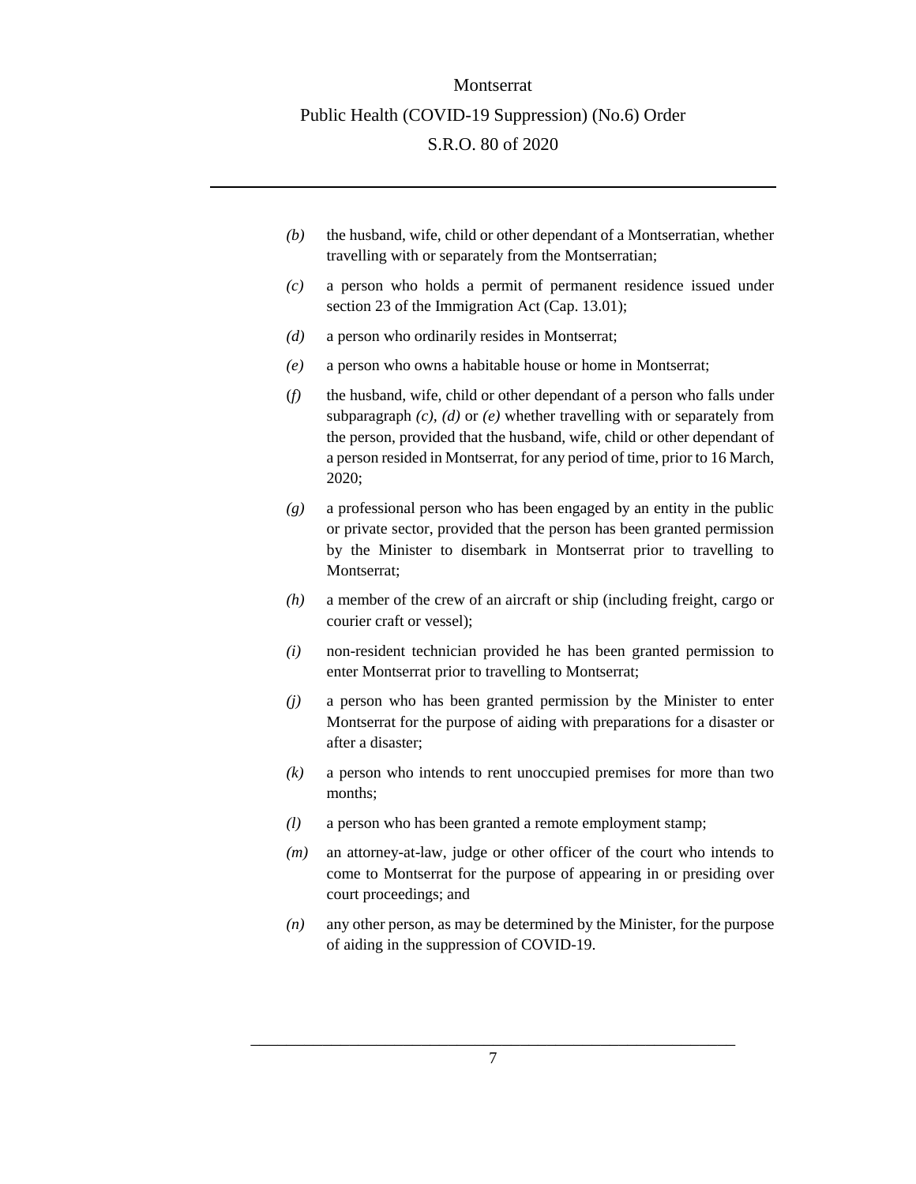*(b)* the husband, wife, child or other dependant of a Montserratian, whether travelling with or separately from the Montserratian;

*(c)* a person who holds a permit of permanent residence issued under section 23 of the Immigration Act (Cap. 13.01);

*(d)* a person who ordinarily resides in Montserrat;

*(e)* a person who owns a habitable house or home in Montserrat;

*(f)* the husband, wife, child or other dependant of a person who falls under subparagraph *(c)*, *(d)* or *(e)* whether travelling with or separately from the person, provided that the husband, wife, child or other dependant of a person resided in Montserrat, for any period of time, prior to 16 March, 2020;

*(g)* a professional person who has been engaged by an entity in the public or private sector, provided that the person has been granted permission by the Minister to disembark in Montserrat prior to travelling to Montserrat;

*(h)* a member of the crew of an aircraft or ship (including freight, cargo or courier craft or vessel);

*(i)* non-resident technician provided he has been granted permission to enter Montserrat prior to travelling to Montserrat;

*(j)* a person who has been granted permission by the Minister to enter Montserrat for the purpose of aiding with preparations for a disaster or after a disaster;

*(k)* a person who intends to rent unoccupied premises for more than two months;

*(l)* a person who has been granted a remote employment stamp;

*(m)* an attorney-at-law, judge or other officer of the court who intends to come to Montserrat for the purpose of appearing in or presiding over court proceedings; and

*(n)* any other person, as may be determined by the Minister, for the purpose of aiding in the suppression of COVID-19.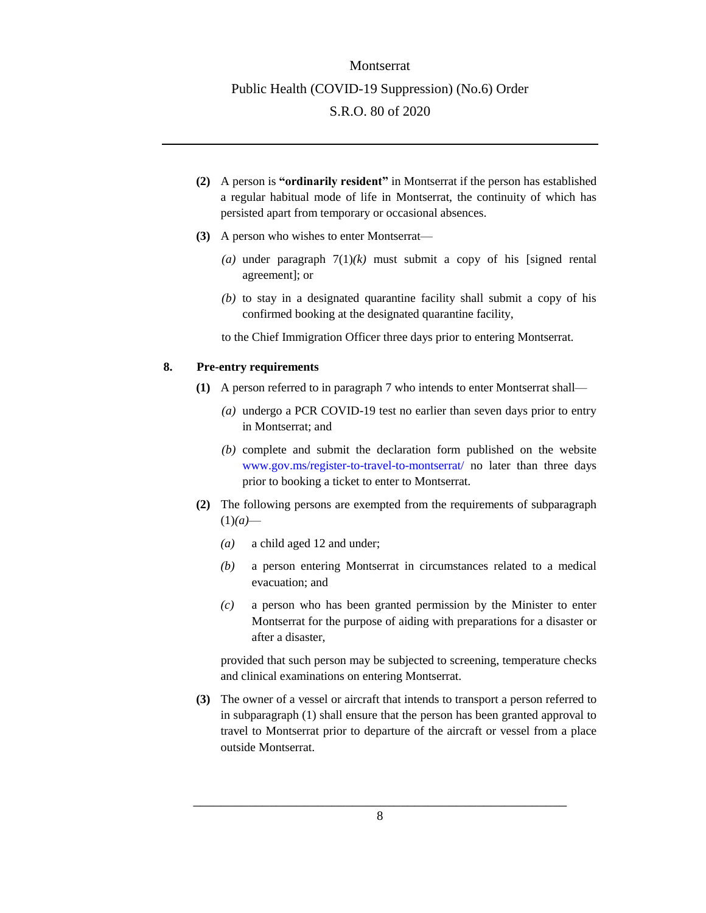**(2)** A person is **"ordinarily resident"** in Montserrat if the person has established a regular habitual mode of life in Montserrat, the continuity of which has persisted apart from temporary or occasional absences.

**(3)** A person who wishes to enter Montserrat—

*(a)* under paragraph 7(1)*(k)* must submit a copy of his [signed rental agreement]; or

*(b)* to stay in a designated quarantine facility shall submit a copy of his confirmed booking at the designated quarantine facility,

to the Chief Immigration Officer three days prior to entering Montserrat.

## 8. Pre-entry requirements

**(1)** A person referred to in paragraph 7 who intends to enter Montserrat shall—

*(a)* undergo a PCR COVID-19 test no earlier than seven days prior to entry in Montserrat; and

*(b)* complete and submit the declaration form published on the website www.gov.ms/register-to-travel-to-montserrat/ no later than three days prior to booking a ticket to enter to Montserrat.

**(2)** The following persons are exempted from the requirements of subparagraph (1)*(a)*—

*(a)* a child aged 12 and under;

*(b)* a person entering Montserrat in circumstances related to a medical evacuation; and

*(c)* a person who has been granted permission by the Minister to enter Montserrat for the purpose of aiding with preparations for a disaster or after a disaster,

provided that such person may be subjected to screening, temperature checks and clinical examinations on entering Montserrat.

**(3)** The owner of a vessel or aircraft that intends to transport a person referred to in subparagraph (1) shall ensure that the person has been granted approval to travel to Montserrat prior to departure of the aircraft or vessel from a place outside Montserrat.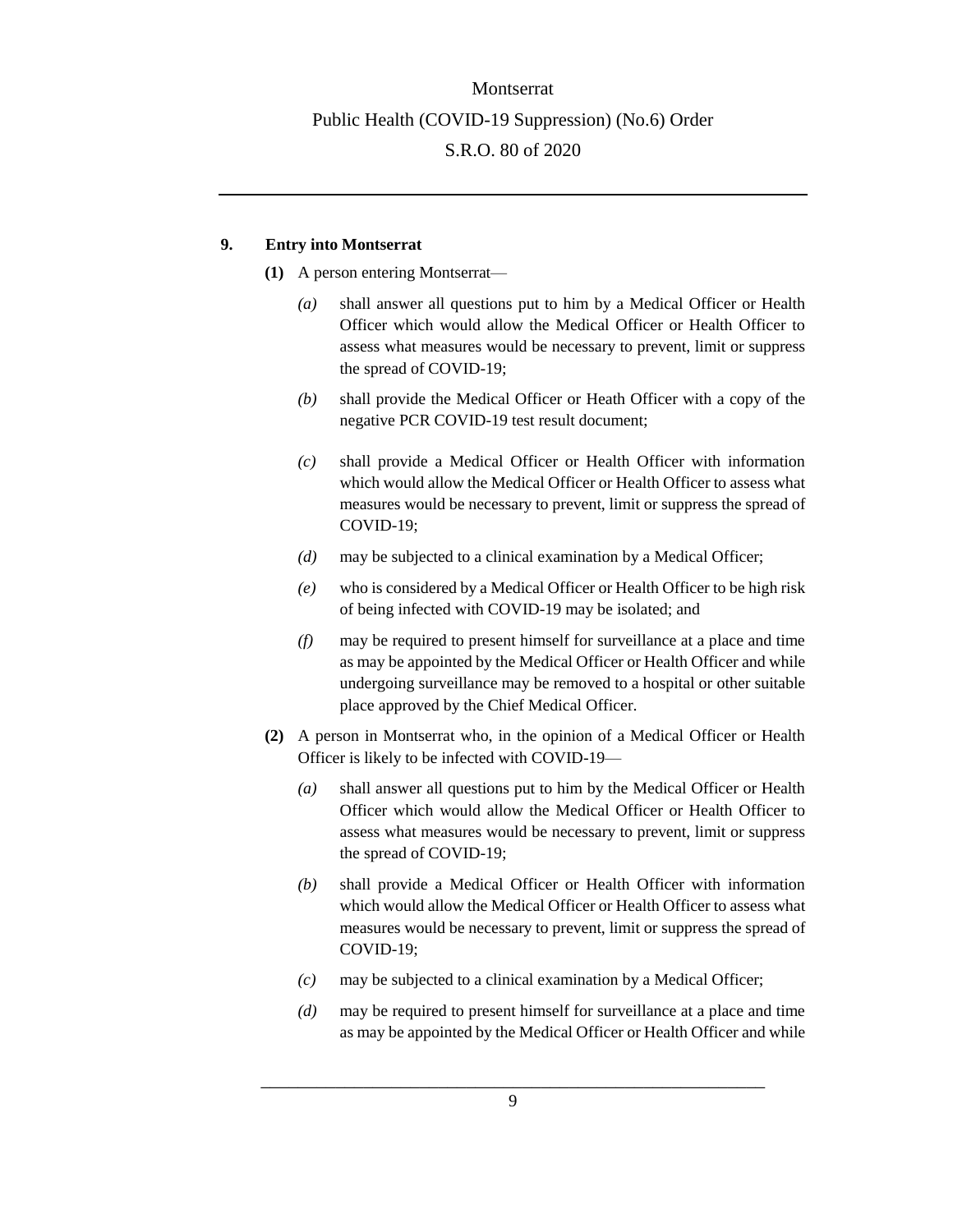**9. Entry into Montserrat**

**(1)** A person entering Montserrat—

*(a)* shall answer all questions put to him by a Medical Officer or Health Officer which would allow the Medical Officer or Health Officer to assess what measures would be necessary to prevent, limit or suppress the spread of COVID-19;

*(b)* shall provide the Medical Officer or Heath Officer with a copy of the negative PCR COVID-19 test result document;

*(c)* shall provide a Medical Officer or Health Officer with information which would allow the Medical Officer or Health Officer to assess what measures would be necessary to prevent, limit or suppress the spread of COVID-19;

*(d)* may be subjected to a clinical examination by a Medical Officer;

*(e)* who is considered by a Medical Officer or Health Officer to be high risk of being infected with COVID-19 may be isolated; and

*(f)* may be required to present himself for surveillance at a place and time as may be appointed by the Medical Officer or Health Officer and while undergoing surveillance may be removed to a hospital or other suitable place approved by the Chief Medical Officer.

**(2)** A person in Montserrat who, in the opinion of a Medical Officer or Health Officer is likely to be infected with COVID-19—

*(a)* shall answer all questions put to him by the Medical Officer or Health Officer which would allow the Medical Officer or Health Officer to assess what measures would be necessary to prevent, limit or suppress the spread of COVID-19;

*(b)* shall provide a Medical Officer or Health Officer with information which would allow the Medical Officer or Health Officer to assess what measures would be necessary to prevent, limit or suppress the spread of COVID-19;

*(c)* may be subjected to a clinical examination by a Medical Officer;

*(d)* may be required to present himself for surveillance at a place and time as may be appointed by the Medical Officer or Health Officer and while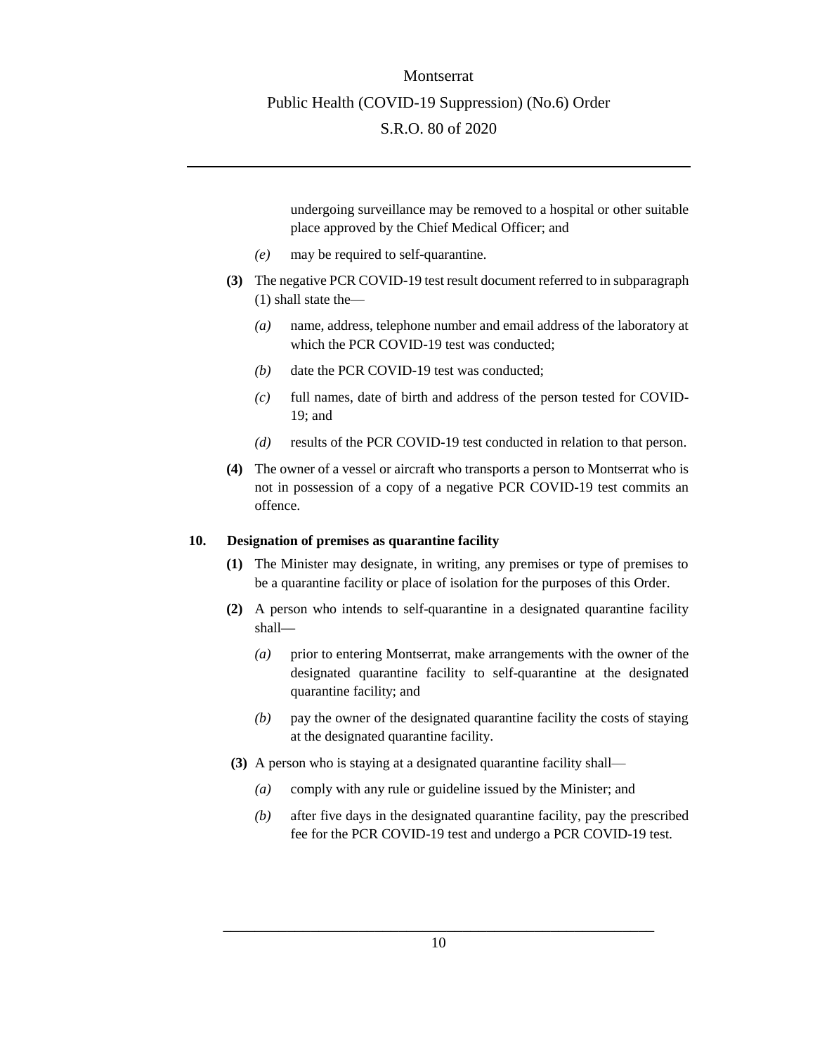undergoing surveillance may be removed to a hospital or other suitable place approved by the Chief Medical Officer; and

*(e)* may be required to self-quarantine.

**(3)** The negative PCR COVID-19 test result document referred to in subparagraph (1) shall state the—

*(a)* name, address, telephone number and email address of the laboratory at which the PCR COVID-19 test was conducted;

*(b)* date the PCR COVID-19 test was conducted;

*(c)* full names, date of birth and address of the person tested for COVID-19; and

*(d)* results of the PCR COVID-19 test conducted in relation to that person.

**(4)** The owner of a vessel or aircraft who transports a person to Montserrat who is not in possession of a copy of a negative PCR COVID-19 test commits an offence.

**10. Designation of premises as quarantine facility**

**(1)** The Minister may designate, in writing, any premises or type of premises to be a quarantine facility or place of isolation for the purposes of this Order.

**(2)** A person who intends to self-quarantine in a designated quarantine facility shall—

*(a)* prior to entering Montserrat, make arrangements with the owner of the designated quarantine facility to self-quarantine at the designated quarantine facility; and

*(b)* pay the owner of the designated quarantine facility the costs of staying at the designated quarantine facility.

**(3)** A person who is staying at a designated quarantine facility shall—

*(a)* comply with any rule or guideline issued by the Minister; and

*(b)* after five days in the designated quarantine facility, pay the prescribed fee for the PCR COVID-19 test and undergo a PCR COVID-19 test.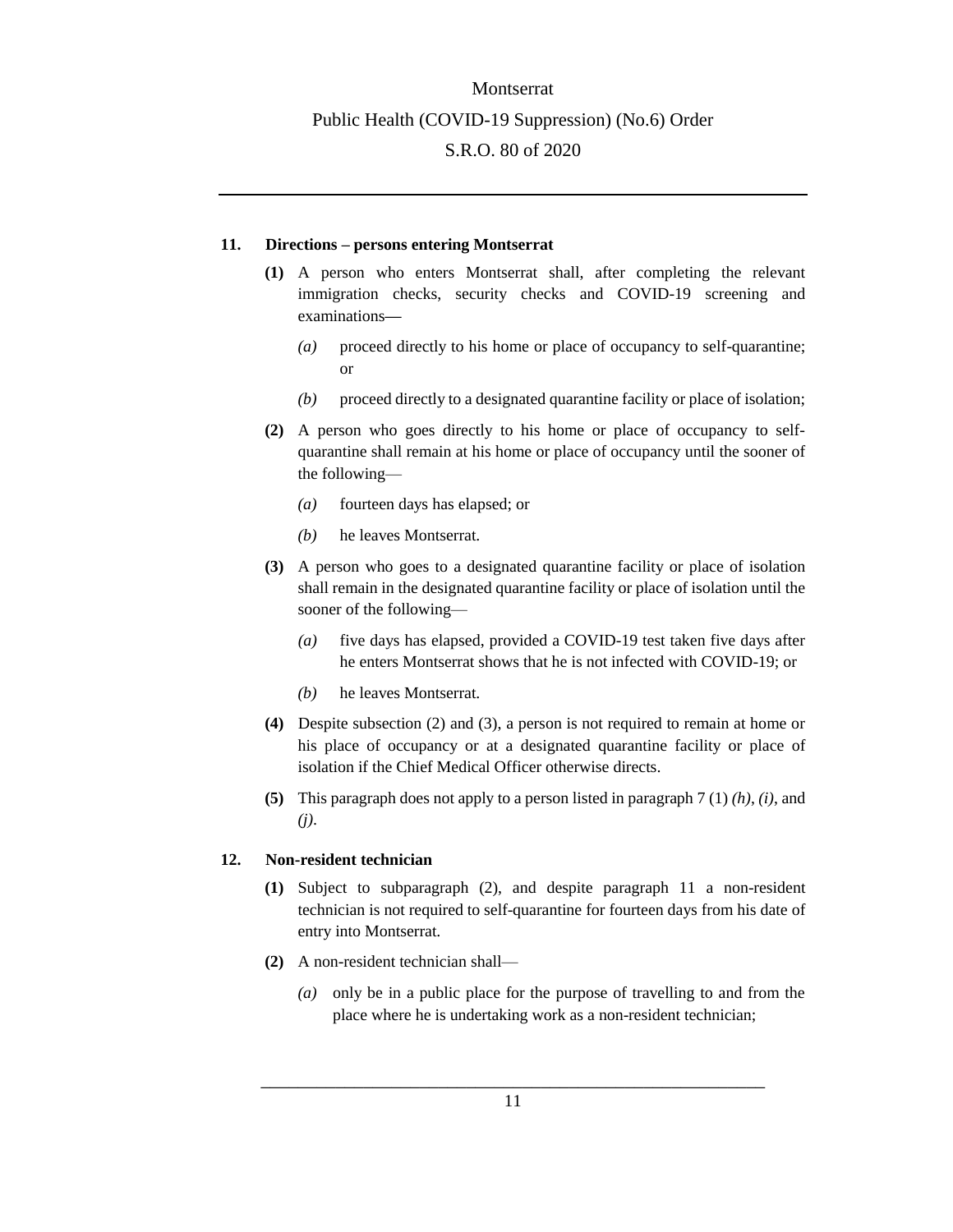**11. Directions – persons entering Montserrat**

**(1)** A person who enters Montserrat shall, after completing the relevant immigration checks, security checks and COVID-19 screening and examinations—

*(a)* proceed directly to his home or place of occupancy to self-quarantine; or

*(b)* proceed directly to a designated quarantine facility or place of isolation;

**(2)** A person who goes directly to his home or place of occupancy to self-quarantine shall remain at his home or place of occupancy until the sooner of the following—

*(a)* fourteen days has elapsed; or

*(b)* he leaves Montserrat.

**(3)** A person who goes to a designated quarantine facility or place of isolation shall remain in the designated quarantine facility or place of isolation until the sooner of the following—

*(a)* five days has elapsed, provided a COVID-19 test taken five days after he enters Montserrat shows that he is not infected with COVID-19; or

*(b)* he leaves Montserrat.

**(4)** Despite subsection (2) and (3), a person is not required to remain at home or his place of occupancy or at a designated quarantine facility or place of isolation if the Chief Medical Officer otherwise directs.

**(5)** This paragraph does not apply to a person listed in paragraph 7 (1) *(h)*, *(i)*, and *(j)*.

**12. Non-resident technician**

**(1)** Subject to subparagraph (2), and despite paragraph 11 a non-resident technician is not required to self-quarantine for fourteen days from his date of entry into Montserrat.

**(2)** A non-resident technician shall—

*(a)* only be in a public place for the purpose of travelling to and from the place where he is undertaking work as a non-resident technician;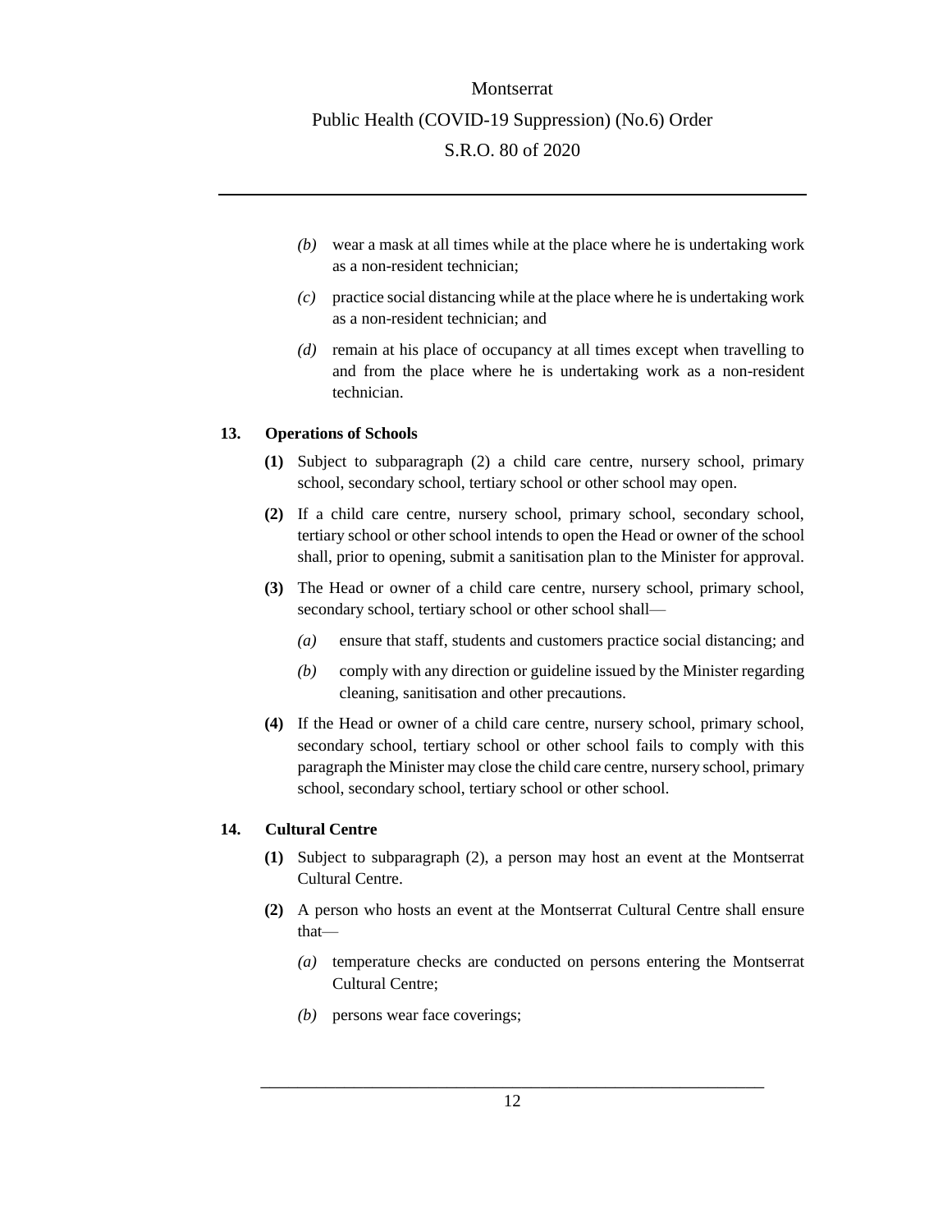*(b)* wear a mask at all times while at the place where he is undertaking work as a non-resident technician;

*(c)* practice social distancing while at the place where he is undertaking work as a non-resident technician; and

*(d)* remain at his place of occupancy at all times except when travelling to and from the place where he is undertaking work as a non-resident technician.

### 13. Operations of Schools

**(1)** Subject to subparagraph (2) a child care centre, nursery school, primary school, secondary school, tertiary school or other school may open.

**(2)** If a child care centre, nursery school, primary school, secondary school, tertiary school or other school intends to open the Head or owner of the school shall, prior to opening, submit a sanitisation plan to the Minister for approval.

**(3)** The Head or owner of a child care centre, nursery school, primary school, secondary school, tertiary school or other school shall—

*(a)* ensure that staff, students and customers practice social distancing; and

*(b)* comply with any direction or guideline issued by the Minister regarding cleaning, sanitisation and other precautions.

**(4)** If the Head or owner of a child care centre, nursery school, primary school, secondary school, tertiary school or other school fails to comply with this paragraph the Minister may close the child care centre, nursery school, primary school, secondary school, tertiary school or other school.

### 14. Cultural Centre

**(1)** Subject to subparagraph (2), a person may host an event at the Montserrat Cultural Centre.

**(2)** A person who hosts an event at the Montserrat Cultural Centre shall ensure that—

*(a)* temperature checks are conducted on persons entering the Montserrat Cultural Centre;

*(b)* persons wear face coverings;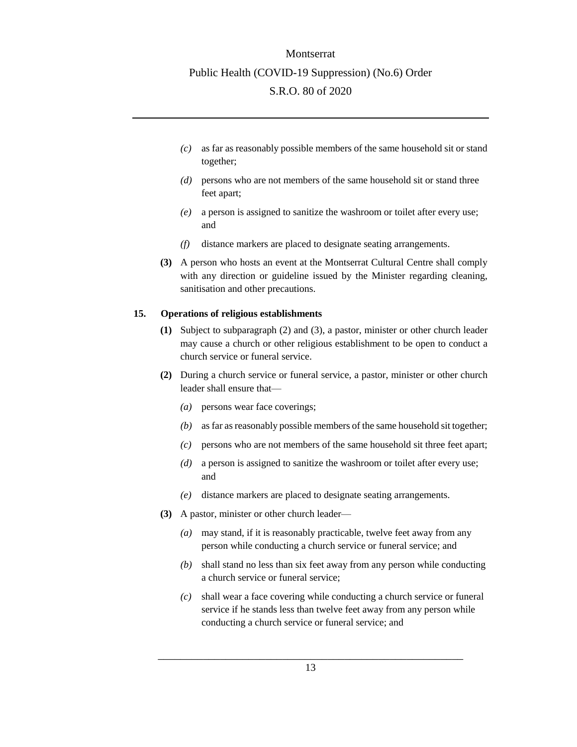*(c)* as far as reasonably possible members of the same household sit or stand together;

*(d)* persons who are not members of the same household sit or stand three feet apart;

*(e)* a person is assigned to sanitize the washroom or toilet after every use; and

*(f)* distance markers are placed to designate seating arrangements.

**(3)** A person who hosts an event at the Montserrat Cultural Centre shall comply with any direction or guideline issued by the Minister regarding cleaning, sanitisation and other precautions.

**15. Operations of religious establishments**

**(1)** Subject to subparagraph (2) and (3), a pastor, minister or other church leader may cause a church or other religious establishment to be open to conduct a church service or funeral service.

**(2)** During a church service or funeral service, a pastor, minister or other church leader shall ensure that—

*(a)* persons wear face coverings;

*(b)* as far as reasonably possible members of the same household sit together;

*(c)* persons who are not members of the same household sit three feet apart;

*(d)* a person is assigned to sanitize the washroom or toilet after every use; and

*(e)* distance markers are placed to designate seating arrangements.

**(3)** A pastor, minister or other church leader—

*(a)* may stand, if it is reasonably practicable, twelve feet away from any person while conducting a church service or funeral service; and

*(b)* shall stand no less than six feet away from any person while conducting a church service or funeral service;

*(c)* shall wear a face covering while conducting a church service or funeral service if he stands less than twelve feet away from any person while conducting a church service or funeral service; and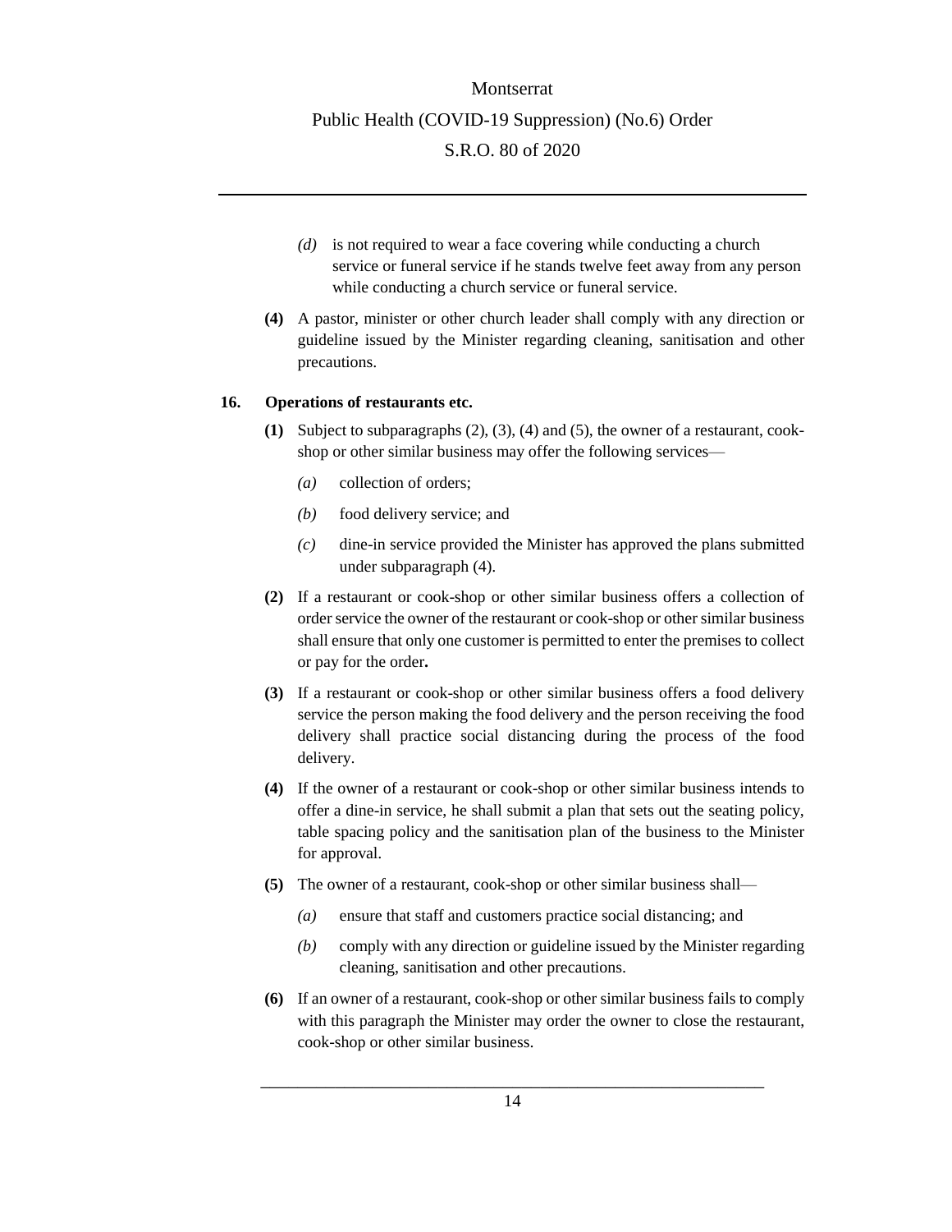*(d)* is not required to wear a face covering while conducting a church service or funeral service if he stands twelve feet away from any person while conducting a church service or funeral service.

**(4)** A pastor, minister or other church leader shall comply with any direction or guideline issued by the Minister regarding cleaning, sanitisation and other precautions.

### 16. Operations of restaurants etc.

**(1)** Subject to subparagraphs (2), (3), (4) and (5), the owner of a restaurant, cook-shop or other similar business may offer the following services—

*(a)* collection of orders;

*(b)* food delivery service; and

*(c)* dine-in service provided the Minister has approved the plans submitted under subparagraph (4).

**(2)** If a restaurant or cook-shop or other similar business offers a collection of order service the owner of the restaurant or cook-shop or other similar business shall ensure that only one customer is permitted to enter the premises to collect or pay for the order.

**(3)** If a restaurant or cook-shop or other similar business offers a food delivery service the person making the food delivery and the person receiving the food delivery shall practice social distancing during the process of the food delivery.

**(4)** If the owner of a restaurant or cook-shop or other similar business intends to offer a dine-in service, he shall submit a plan that sets out the seating policy, table spacing policy and the sanitisation plan of the business to the Minister for approval.

**(5)** The owner of a restaurant, cook-shop or other similar business shall—

*(a)* ensure that staff and customers practice social distancing; and

*(b)* comply with any direction or guideline issued by the Minister regarding cleaning, sanitisation and other precautions.

**(6)** If an owner of a restaurant, cook-shop or other similar business fails to comply with this paragraph the Minister may order the owner to close the restaurant, cook-shop or other similar business.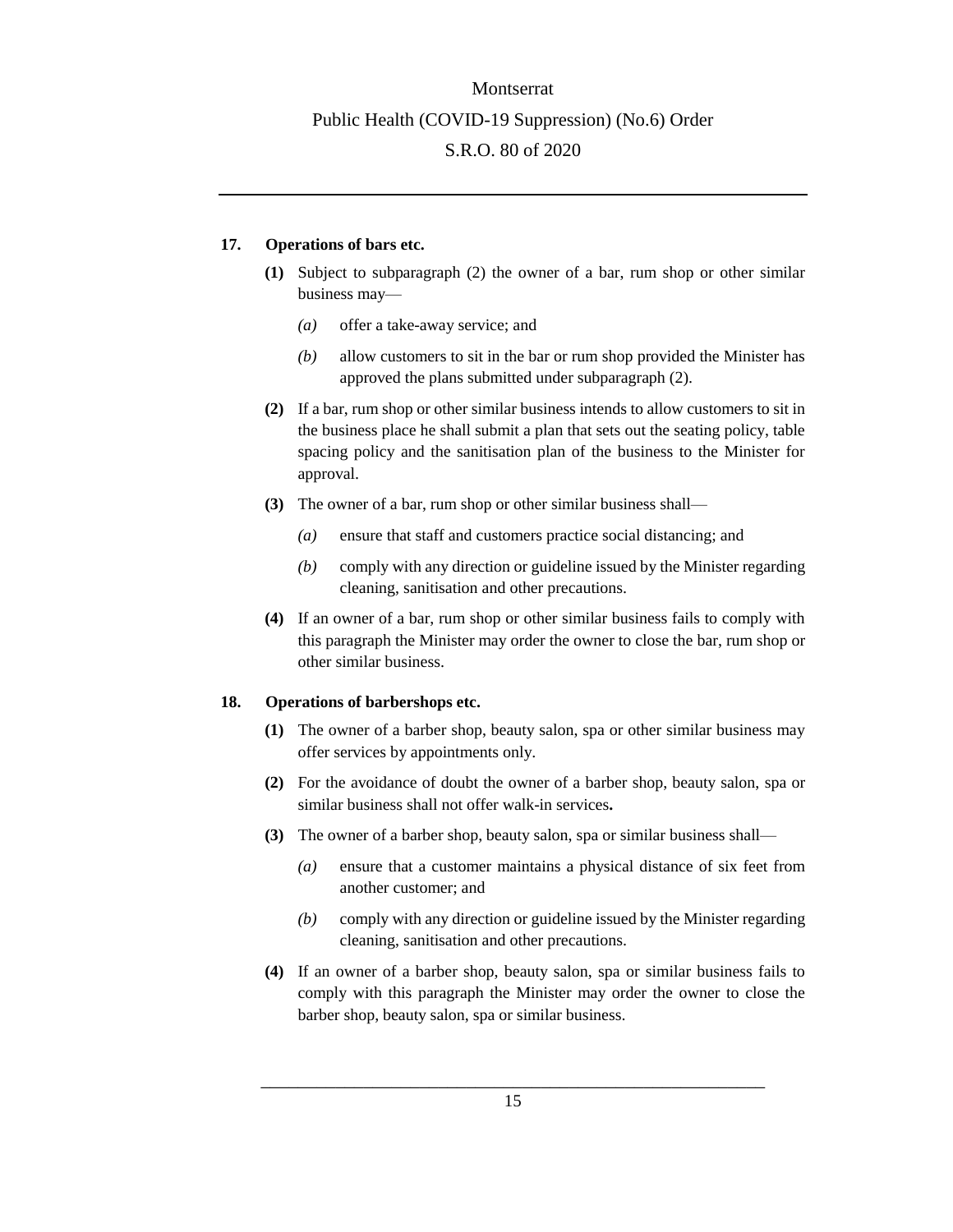### 17. Operations of bars etc.

**(1)** Subject to subparagraph (2) the owner of a bar, rum shop or other similar business may—

*(a)* offer a take-away service; and

*(b)* allow customers to sit in the bar or rum shop provided the Minister has approved the plans submitted under subparagraph (2).

**(2)** If a bar, rum shop or other similar business intends to allow customers to sit in the business place he shall submit a plan that sets out the seating policy, table spacing policy and the sanitisation plan of the business to the Minister for approval.

**(3)** The owner of a bar, rum shop or other similar business shall—

*(a)* ensure that staff and customers practice social distancing; and

*(b)* comply with any direction or guideline issued by the Minister regarding cleaning, sanitisation and other precautions.

**(4)** If an owner of a bar, rum shop or other similar business fails to comply with this paragraph the Minister may order the owner to close the bar, rum shop or other similar business.

### 18. Operations of barbershops etc.

**(1)** The owner of a barber shop, beauty salon, spa or other similar business may offer services by appointments only.

**(2)** For the avoidance of doubt the owner of a barber shop, beauty salon, spa or similar business shall not offer walk-in services**.**

**(3)** The owner of a barber shop, beauty salon, spa or similar business shall—

*(a)* ensure that a customer maintains a physical distance of six feet from another customer; and

*(b)* comply with any direction or guideline issued by the Minister regarding cleaning, sanitisation and other precautions.

**(4)** If an owner of a barber shop, beauty salon, spa or similar business fails to comply with this paragraph the Minister may order the owner to close the barber shop, beauty salon, spa or similar business.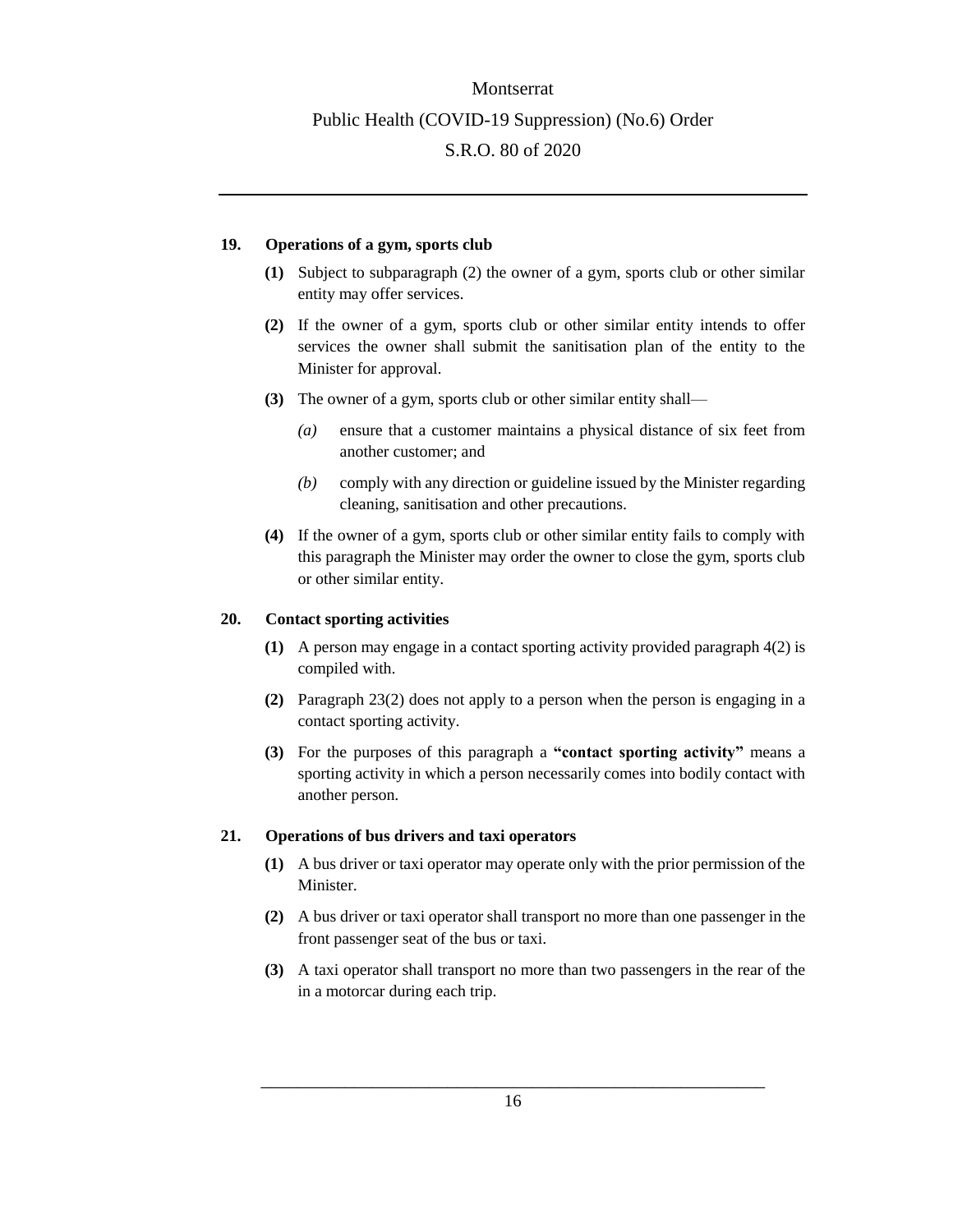### 19. Operations of a gym, sports club

**(1)** Subject to subparagraph (2) the owner of a gym, sports club or other similar entity may offer services.

**(2)** If the owner of a gym, sports club or other similar entity intends to offer services the owner shall submit the sanitisation plan of the entity to the Minister for approval.

**(3)** The owner of a gym, sports club or other similar entity shall—

*(a)* ensure that a customer maintains a physical distance of six feet from another customer; and

*(b)* comply with any direction or guideline issued by the Minister regarding cleaning, sanitisation and other precautions.

**(4)** If the owner of a gym, sports club or other similar entity fails to comply with this paragraph the Minister may order the owner to close the gym, sports club or other similar entity.

### 20. Contact sporting activities

**(1)** A person may engage in a contact sporting activity provided paragraph 4(2) is compiled with.

**(2)** Paragraph 23(2) does not apply to a person when the person is engaging in a contact sporting activity.

**(3)** For the purposes of this paragraph a **"contact sporting activity"** means a sporting activity in which a person necessarily comes into bodily contact with another person.

### 21. Operations of bus drivers and taxi operators

**(1)** A bus driver or taxi operator may operate only with the prior permission of the Minister.

**(2)** A bus driver or taxi operator shall transport no more than one passenger in the front passenger seat of the bus or taxi.

**(3)** A taxi operator shall transport no more than two passengers in the rear of the in a motorcar during each trip.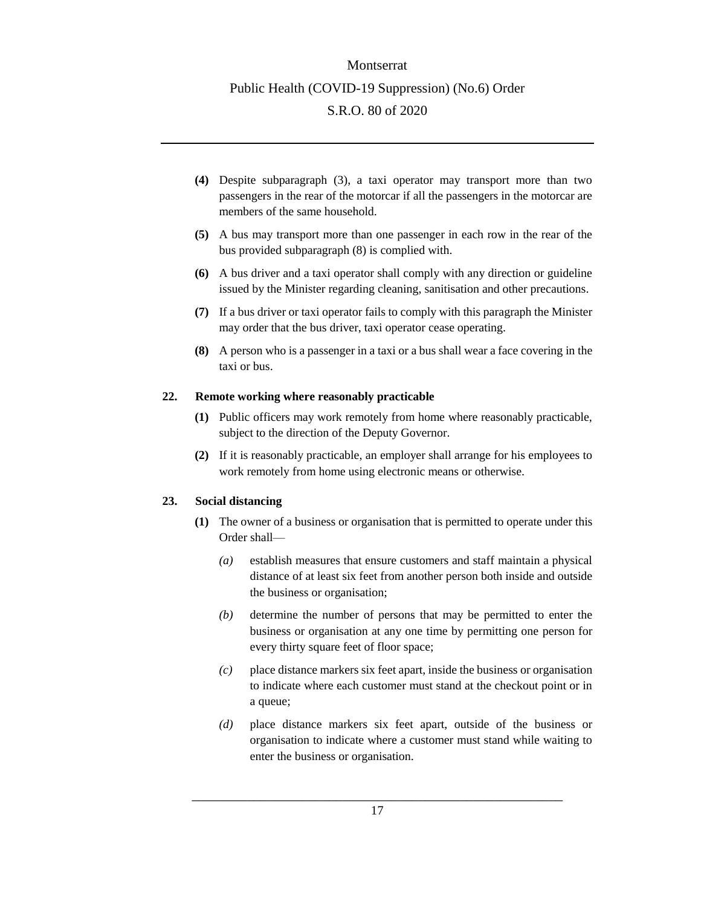**(4)** Despite subparagraph (3), a taxi operator may transport more than two passengers in the rear of the motorcar if all the passengers in the motorcar are members of the same household.

**(5)** A bus may transport more than one passenger in each row in the rear of the bus provided subparagraph (8) is complied with.

**(6)** A bus driver and a taxi operator shall comply with any direction or guideline issued by the Minister regarding cleaning, sanitisation and other precautions.

**(7)** If a bus driver or taxi operator fails to comply with this paragraph the Minister may order that the bus driver, taxi operator cease operating.

**(8)** A person who is a passenger in a taxi or a bus shall wear a face covering in the taxi or bus.

### 22. Remote working where reasonably practicable

**(1)** Public officers may work remotely from home where reasonably practicable, subject to the direction of the Deputy Governor.

**(2)** If it is reasonably practicable, an employer shall arrange for his employees to work remotely from home using electronic means or otherwise.

### 23. Social distancing

**(1)** The owner of a business or organisation that is permitted to operate under this Order shall—

*(a)* establish measures that ensure customers and staff maintain a physical distance of at least six feet from another person both inside and outside the business or organisation;

*(b)* determine the number of persons that may be permitted to enter the business or organisation at any one time by permitting one person for every thirty square feet of floor space;

*(c)* place distance markers six feet apart, inside the business or organisation to indicate where each customer must stand at the checkout point or in a queue;

*(d)* place distance markers six feet apart, outside of the business or organisation to indicate where a customer must stand while waiting to enter the business or organisation.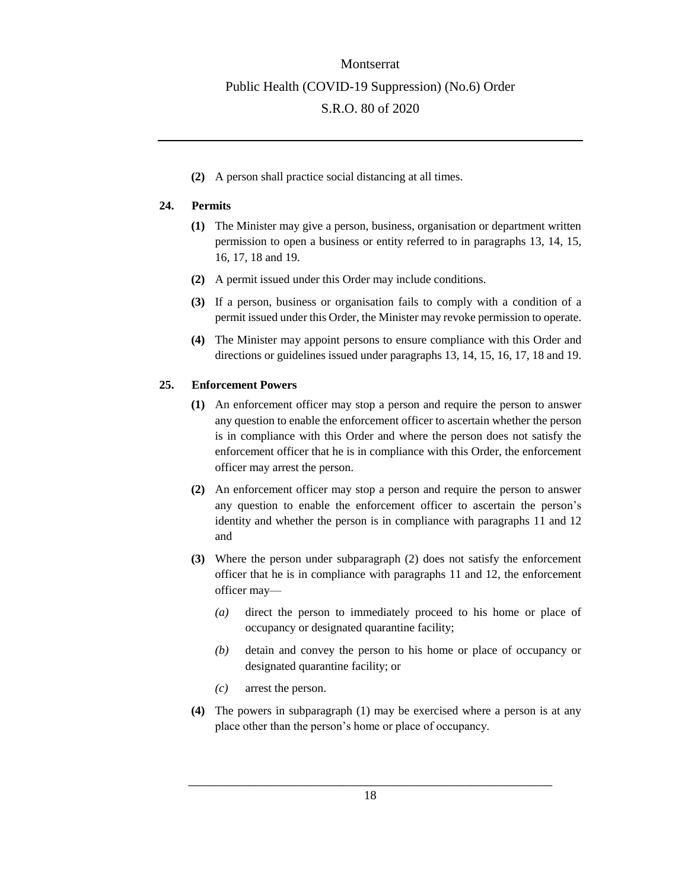**(2)** A person shall practice social distancing at all times.

**24. Permits**

**(1)** The Minister may give a person, business, organisation or department written permission to open a business or entity referred to in paragraphs 13, 14, 15, 16, 17, 18 and 19.

**(2)** A permit issued under this Order may include conditions.

**(3)** If a person, business or organisation fails to comply with a condition of a permit issued under this Order, the Minister may revoke permission to operate.

**(4)** The Minister may appoint persons to ensure compliance with this Order and directions or guidelines issued under paragraphs 13, 14, 15, 16, 17, 18 and 19.

**25. Enforcement Powers**

**(1)** An enforcement officer may stop a person and require the person to answer any question to enable the enforcement officer to ascertain whether the person is in compliance with this Order and where the person does not satisfy the enforcement officer that he is in compliance with this Order, the enforcement officer may arrest the person.

**(2)** An enforcement officer may stop a person and require the person to answer any question to enable the enforcement officer to ascertain the person's identity and whether the person is in compliance with paragraphs 11 and 12 and

**(3)** Where the person under subparagraph (2) does not satisfy the enforcement officer that he is in compliance with paragraphs 11 and 12, the enforcement officer may—

*(a)* direct the person to immediately proceed to his home or place of occupancy or designated quarantine facility;

*(b)* detain and convey the person to his home or place of occupancy or designated quarantine facility; or

*(c)* arrest the person.

**(4)** The powers in subparagraph (1) may be exercised where a person is at any place other than the person's home or place of occupancy.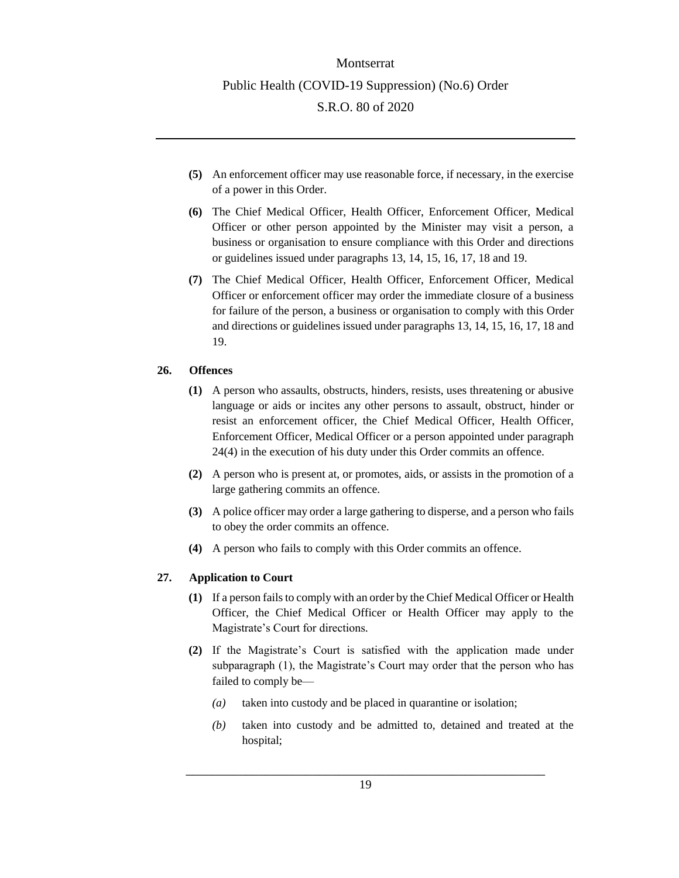**(5)** An enforcement officer may use reasonable force, if necessary, in the exercise of a power in this Order.

**(6)** The Chief Medical Officer, Health Officer, Enforcement Officer, Medical Officer or other person appointed by the Minister may visit a person, a business or organisation to ensure compliance with this Order and directions or guidelines issued under paragraphs 13, 14, 15, 16, 17, 18 and 19.

**(7)** The Chief Medical Officer, Health Officer, Enforcement Officer, Medical Officer or enforcement officer may order the immediate closure of a business for failure of the person, a business or organisation to comply with this Order and directions or guidelines issued under paragraphs 13, 14, 15, 16, 17, 18 and 19.

### 26. Offences

**(1)** A person who assaults, obstructs, hinders, resists, uses threatening or abusive language or aids or incites any other persons to assault, obstruct, hinder or resist an enforcement officer, the Chief Medical Officer, Health Officer, Enforcement Officer, Medical Officer or a person appointed under paragraph 24(4) in the execution of his duty under this Order commits an offence.

**(2)** A person who is present at, or promotes, aids, or assists in the promotion of a large gathering commits an offence.

**(3)** A police officer may order a large gathering to disperse, and a person who fails to obey the order commits an offence.

**(4)** A person who fails to comply with this Order commits an offence.

### 27. Application to Court

**(1)** If a person fails to comply with an order by the Chief Medical Officer or Health Officer, the Chief Medical Officer or Health Officer may apply to the Magistrate's Court for directions.

**(2)** If the Magistrate's Court is satisfied with the application made under subparagraph (1), the Magistrate's Court may order that the person who has failed to comply be—

*(a)* taken into custody and be placed in quarantine or isolation;

*(b)* taken into custody and be admitted to, detained and treated at the hospital;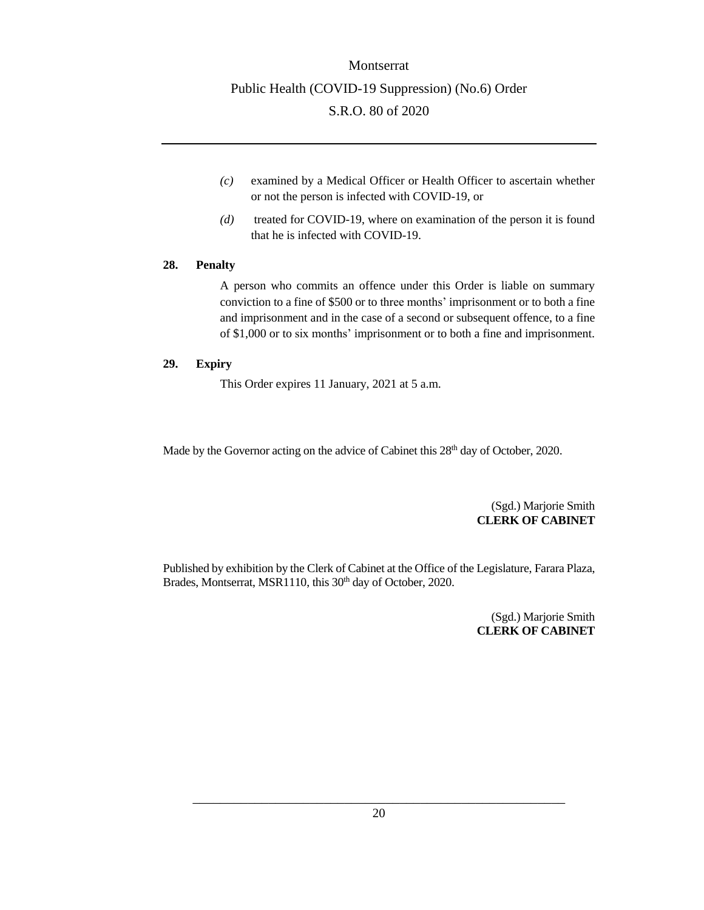*(c)* examined by a Medical Officer or Health Officer to ascertain whether or not the person is infected with COVID-19, or

*(d)* treated for COVID-19, where on examination of the person it is found that he is infected with COVID-19.

**28. Penalty**

A person who commits an offence under this Order is liable on summary conviction to a fine of $500 or to three months' imprisonment or to both a fine and imprisonment and in the case of a second or subsequent offence, to a fine of $1,000 or to six months' imprisonment or to both a fine and imprisonment.

**29. Expiry**

This Order expires 11 January, 2021 at 5 a.m.

Made by the Governor acting on the advice of Cabinet this 28th day of October, 2020.

(Sgd.) Marjorie Smith
**CLERK OF CABINET**

Published by exhibition by the Clerk of Cabinet at the Office of the Legislature, Farara Plaza, Brades, Montserrat, MSR1110, this 30th day of October, 2020.

(Sgd.) Marjorie Smith
**CLERK OF CABINET**